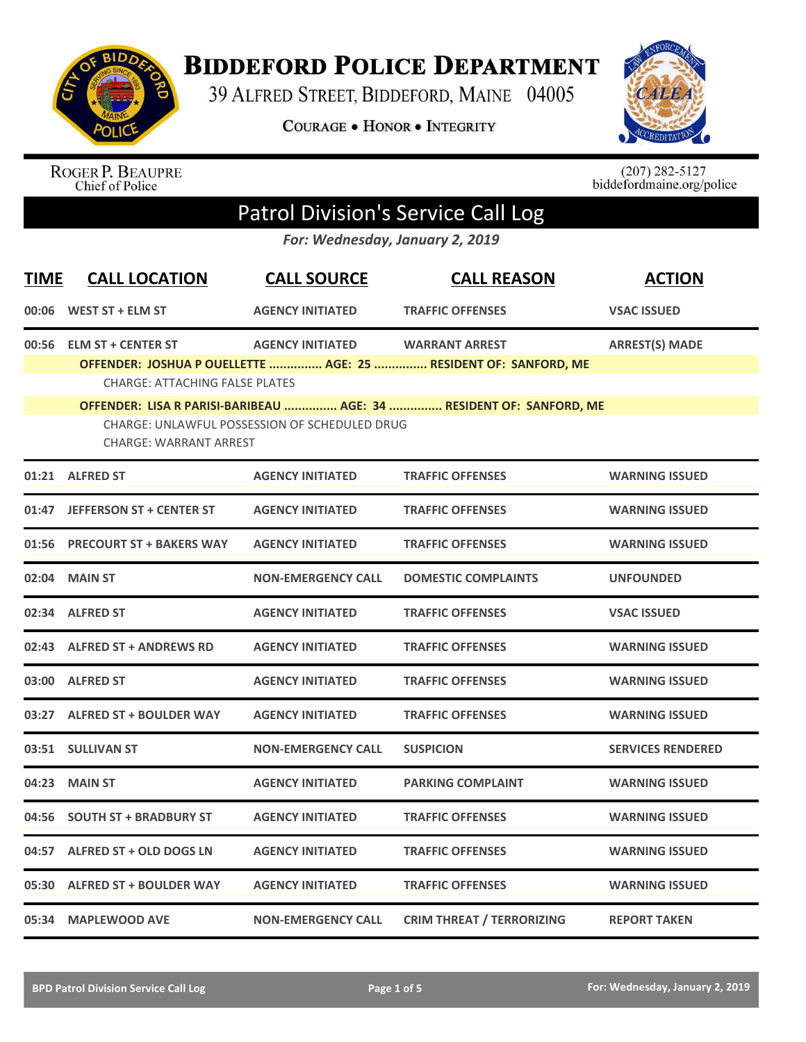# Biddeford Police Department

39 Alfred Street, Biddeford, Maine 04005

Courage • Honor • Integrity

Roger P. Beaupre
Chief of Police

(207) 282-5127
biddefordmaine.org/police

## Patrol Division's Service Call Log

*For: Wednesday, January 2, 2019*

| TIME | CALL LOCATION | CALL SOURCE | CALL REASON | ACTION |
|---|---|---|---|---|
| 00:06 | WEST ST + ELM ST | AGENCY INITIATED | TRAFFIC OFFENSES | VSAC ISSUED |
| 00:56 | ELM ST + CENTER ST | AGENCY INITIATED | WARRANT ARREST | ARREST(S) MADE |

**OFFENDER: JOSHUA P OUELLETTE ............... AGE: 25 ............... RESIDENT OF: SANFORD, ME**

CHARGE: ATTACHING FALSE PLATES

**OFFENDER: LISA R PARISI-BARIBEAU ............... AGE: 34 ............... RESIDENT OF: SANFORD, ME**

CHARGE: UNLAWFUL POSSESSION OF SCHEDULED DRUG
CHARGE: WARRANT ARREST

| TIME | CALL LOCATION | CALL SOURCE | CALL REASON | ACTION |
|---|---|---|---|---|
| 01:21 | ALFRED ST | AGENCY INITIATED | TRAFFIC OFFENSES | WARNING ISSUED |
| 01:47 | JEFFERSON ST + CENTER ST | AGENCY INITIATED | TRAFFIC OFFENSES | WARNING ISSUED |
| 01:56 | PRECOURT ST + BAKERS WAY | AGENCY INITIATED | TRAFFIC OFFENSES | WARNING ISSUED |
| 02:04 | MAIN ST | NON-EMERGENCY CALL | DOMESTIC COMPLAINTS | UNFOUNDED |
| 02:34 | ALFRED ST | AGENCY INITIATED | TRAFFIC OFFENSES | VSAC ISSUED |
| 02:43 | ALFRED ST + ANDREWS RD | AGENCY INITIATED | TRAFFIC OFFENSES | WARNING ISSUED |
| 03:00 | ALFRED ST | AGENCY INITIATED | TRAFFIC OFFENSES | WARNING ISSUED |
| 03:27 | ALFRED ST + BOULDER WAY | AGENCY INITIATED | TRAFFIC OFFENSES | WARNING ISSUED |
| 03:51 | SULLIVAN ST | NON-EMERGENCY CALL | SUSPICION | SERVICES RENDERED |
| 04:23 | MAIN ST | AGENCY INITIATED | PARKING COMPLAINT | WARNING ISSUED |
| 04:56 | SOUTH ST + BRADBURY ST | AGENCY INITIATED | TRAFFIC OFFENSES | WARNING ISSUED |
| 04:57 | ALFRED ST + OLD DOGS LN | AGENCY INITIATED | TRAFFIC OFFENSES | WARNING ISSUED |
| 05:30 | ALFRED ST + BOULDER WAY | AGENCY INITIATED | TRAFFIC OFFENSES | WARNING ISSUED |
| 05:34 | MAPLEWOOD AVE | NON-EMERGENCY CALL | CRIM THREAT / TERRORIZING | REPORT TAKEN |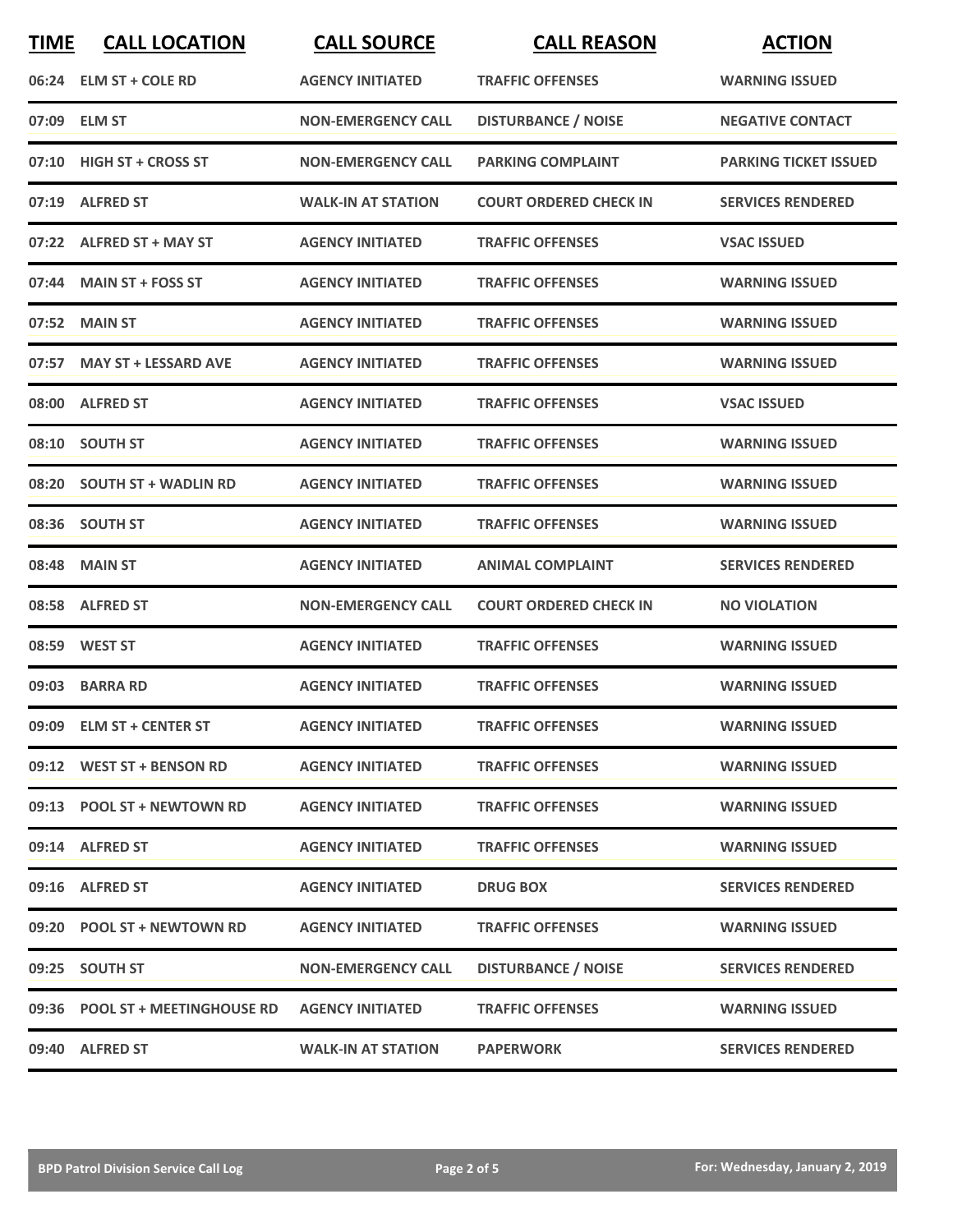| TIME | CALL LOCATION | CALL SOURCE | CALL REASON | ACTION |
|---|---|---|---|---|
| 06:24 | ELM ST + COLE RD | AGENCY INITIATED | TRAFFIC OFFENSES | WARNING ISSUED |
| 07:09 | ELM ST | NON-EMERGENCY CALL | DISTURBANCE / NOISE | NEGATIVE CONTACT |
| 07:10 | HIGH ST + CROSS ST | NON-EMERGENCY CALL | PARKING COMPLAINT | PARKING TICKET ISSUED |
| 07:19 | ALFRED ST | WALK-IN AT STATION | COURT ORDERED CHECK IN | SERVICES RENDERED |
| 07:22 | ALFRED ST + MAY ST | AGENCY INITIATED | TRAFFIC OFFENSES | VSAC ISSUED |
| 07:44 | MAIN ST + FOSS ST | AGENCY INITIATED | TRAFFIC OFFENSES | WARNING ISSUED |
| 07:52 | MAIN ST | AGENCY INITIATED | TRAFFIC OFFENSES | WARNING ISSUED |
| 07:57 | MAY ST + LESSARD AVE | AGENCY INITIATED | TRAFFIC OFFENSES | WARNING ISSUED |
| 08:00 | ALFRED ST | AGENCY INITIATED | TRAFFIC OFFENSES | VSAC ISSUED |
| 08:10 | SOUTH ST | AGENCY INITIATED | TRAFFIC OFFENSES | WARNING ISSUED |
| 08:20 | SOUTH ST + WADLIN RD | AGENCY INITIATED | TRAFFIC OFFENSES | WARNING ISSUED |
| 08:36 | SOUTH ST | AGENCY INITIATED | TRAFFIC OFFENSES | WARNING ISSUED |
| 08:48 | MAIN ST | AGENCY INITIATED | ANIMAL COMPLAINT | SERVICES RENDERED |
| 08:58 | ALFRED ST | NON-EMERGENCY CALL | COURT ORDERED CHECK IN | NO VIOLATION |
| 08:59 | WEST ST | AGENCY INITIATED | TRAFFIC OFFENSES | WARNING ISSUED |
| 09:03 | BARRA RD | AGENCY INITIATED | TRAFFIC OFFENSES | WARNING ISSUED |
| 09:09 | ELM ST + CENTER ST | AGENCY INITIATED | TRAFFIC OFFENSES | WARNING ISSUED |
| 09:12 | WEST ST + BENSON RD | AGENCY INITIATED | TRAFFIC OFFENSES | WARNING ISSUED |
| 09:13 | POOL ST + NEWTOWN RD | AGENCY INITIATED | TRAFFIC OFFENSES | WARNING ISSUED |
| 09:14 | ALFRED ST | AGENCY INITIATED | TRAFFIC OFFENSES | WARNING ISSUED |
| 09:16 | ALFRED ST | AGENCY INITIATED | DRUG BOX | SERVICES RENDERED |
| 09:20 | POOL ST + NEWTOWN RD | AGENCY INITIATED | TRAFFIC OFFENSES | WARNING ISSUED |
| 09:25 | SOUTH ST | NON-EMERGENCY CALL | DISTURBANCE / NOISE | SERVICES RENDERED |
| 09:36 | POOL ST + MEETINGHOUSE RD | AGENCY INITIATED | TRAFFIC OFFENSES | WARNING ISSUED |
| 09:40 | ALFRED ST | WALK-IN AT STATION | PAPERWORK | SERVICES RENDERED |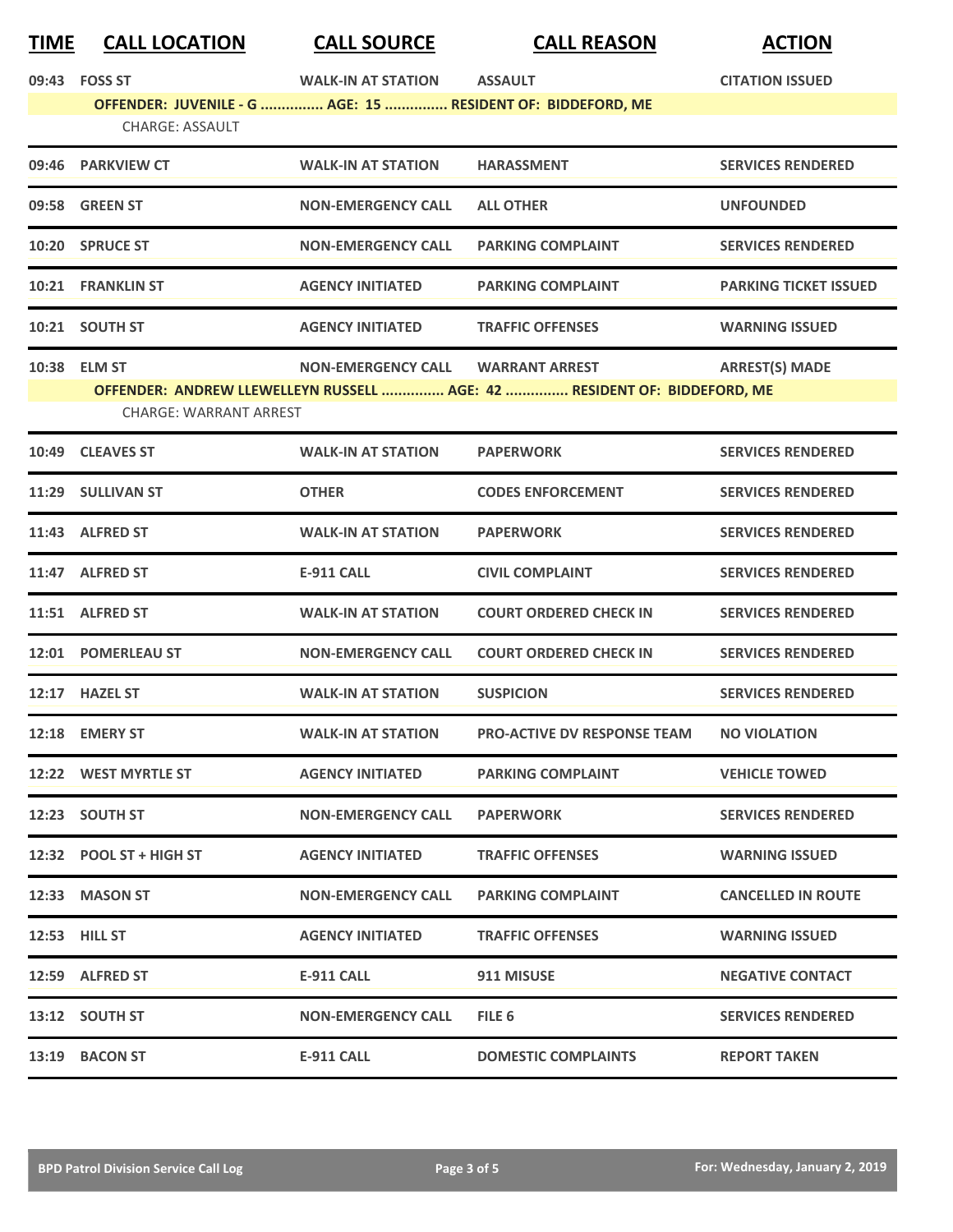| TIME | CALL LOCATION | CALL SOURCE | CALL REASON | ACTION |
|---|---|---|---|---|
| 09:43 | FOSS ST | WALK-IN AT STATION | ASSAULT | CITATION ISSUED |
| OFFENDER: JUVENILE - G ............... AGE: 15 ............... RESIDENT OF: BIDDEFORD, ME | | | | |
| CHARGE: ASSAULT | | | | |
| 09:46 | PARKVIEW CT | WALK-IN AT STATION | HARASSMENT | SERVICES RENDERED |
| 09:58 | GREEN ST | NON-EMERGENCY CALL | ALL OTHER | UNFOUNDED |
| 10:20 | SPRUCE ST | NON-EMERGENCY CALL | PARKING COMPLAINT | SERVICES RENDERED |
| 10:21 | FRANKLIN ST | AGENCY INITIATED | PARKING COMPLAINT | PARKING TICKET ISSUED |
| 10:21 | SOUTH ST | AGENCY INITIATED | TRAFFIC OFFENSES | WARNING ISSUED |
| 10:38 | ELM ST | NON-EMERGENCY CALL | WARRANT ARREST | ARREST(S) MADE |
| OFFENDER: ANDREW LLEWELLEYN RUSSELL ............... AGE: 42 ............... RESIDENT OF: BIDDEFORD, ME | | | | |
| CHARGE: WARRANT ARREST | | | | |
| 10:49 | CLEAVES ST | WALK-IN AT STATION | PAPERWORK | SERVICES RENDERED |
| 11:29 | SULLIVAN ST | OTHER | CODES ENFORCEMENT | SERVICES RENDERED |
| 11:43 | ALFRED ST | WALK-IN AT STATION | PAPERWORK | SERVICES RENDERED |
| 11:47 | ALFRED ST | E-911 CALL | CIVIL COMPLAINT | SERVICES RENDERED |
| 11:51 | ALFRED ST | WALK-IN AT STATION | COURT ORDERED CHECK IN | SERVICES RENDERED |
| 12:01 | POMERLEAU ST | NON-EMERGENCY CALL | COURT ORDERED CHECK IN | SERVICES RENDERED |
| 12:17 | HAZEL ST | WALK-IN AT STATION | SUSPICION | SERVICES RENDERED |
| 12:18 | EMERY ST | WALK-IN AT STATION | PRO-ACTIVE DV RESPONSE TEAM | NO VIOLATION |
| 12:22 | WEST MYRTLE ST | AGENCY INITIATED | PARKING COMPLAINT | VEHICLE TOWED |
| 12:23 | SOUTH ST | NON-EMERGENCY CALL | PAPERWORK | SERVICES RENDERED |
| 12:32 | POOL ST + HIGH ST | AGENCY INITIATED | TRAFFIC OFFENSES | WARNING ISSUED |
| 12:33 | MASON ST | NON-EMERGENCY CALL | PARKING COMPLAINT | CANCELLED IN ROUTE |
| 12:53 | HILL ST | AGENCY INITIATED | TRAFFIC OFFENSES | WARNING ISSUED |
| 12:59 | ALFRED ST | E-911 CALL | 911 MISUSE | NEGATIVE CONTACT |
| 13:12 | SOUTH ST | NON-EMERGENCY CALL | FILE 6 | SERVICES RENDERED |
| 13:19 | BACON ST | E-911 CALL | DOMESTIC COMPLAINTS | REPORT TAKEN |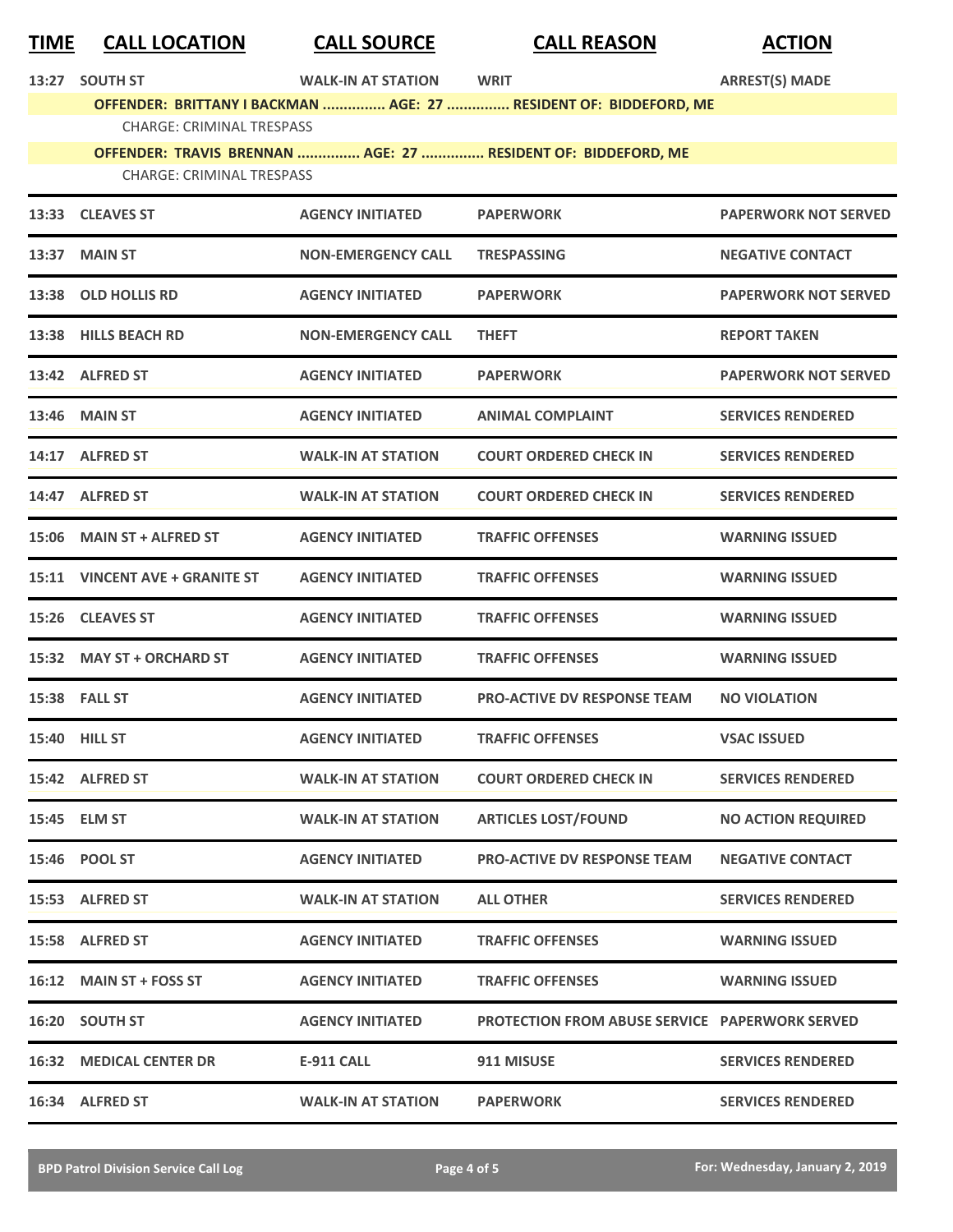| TIME | CALL LOCATION | CALL SOURCE | CALL REASON | ACTION |
|---|---|---|---|---|
| 13:27 | SOUTH ST | WALK-IN AT STATION | WRIT | ARREST(S) MADE |
| | OFFENDER: BRITTANY I BACKMAN ............... AGE: 27 ............... RESIDENT OF: BIDDEFORD, ME | | | |
| | CHARGE: CRIMINAL TRESPASS | | | |
| | OFFENDER: TRAVIS BRENNAN ............... AGE: 27 ............... RESIDENT OF: BIDDEFORD, ME | | | |
| | CHARGE: CRIMINAL TRESPASS | | | |
| 13:33 | CLEAVES ST | AGENCY INITIATED | PAPERWORK | PAPERWORK NOT SERVED |
| 13:37 | MAIN ST | NON-EMERGENCY CALL | TRESPASSING | NEGATIVE CONTACT |
| 13:38 | OLD HOLLIS RD | AGENCY INITIATED | PAPERWORK | PAPERWORK NOT SERVED |
| 13:38 | HILLS BEACH RD | NON-EMERGENCY CALL | THEFT | REPORT TAKEN |
| 13:42 | ALFRED ST | AGENCY INITIATED | PAPERWORK | PAPERWORK NOT SERVED |
| 13:46 | MAIN ST | AGENCY INITIATED | ANIMAL COMPLAINT | SERVICES RENDERED |
| 14:17 | ALFRED ST | WALK-IN AT STATION | COURT ORDERED CHECK IN | SERVICES RENDERED |
| 14:47 | ALFRED ST | WALK-IN AT STATION | COURT ORDERED CHECK IN | SERVICES RENDERED |
| 15:06 | MAIN ST + ALFRED ST | AGENCY INITIATED | TRAFFIC OFFENSES | WARNING ISSUED |
| 15:11 | VINCENT AVE + GRANITE ST | AGENCY INITIATED | TRAFFIC OFFENSES | WARNING ISSUED |
| 15:26 | CLEAVES ST | AGENCY INITIATED | TRAFFIC OFFENSES | WARNING ISSUED |
| 15:32 | MAY ST + ORCHARD ST | AGENCY INITIATED | TRAFFIC OFFENSES | WARNING ISSUED |
| 15:38 | FALL ST | AGENCY INITIATED | PRO-ACTIVE DV RESPONSE TEAM | NO VIOLATION |
| 15:40 | HILL ST | AGENCY INITIATED | TRAFFIC OFFENSES | VSAC ISSUED |
| 15:42 | ALFRED ST | WALK-IN AT STATION | COURT ORDERED CHECK IN | SERVICES RENDERED |
| 15:45 | ELM ST | WALK-IN AT STATION | ARTICLES LOST/FOUND | NO ACTION REQUIRED |
| 15:46 | POOL ST | AGENCY INITIATED | PRO-ACTIVE DV RESPONSE TEAM | NEGATIVE CONTACT |
| 15:53 | ALFRED ST | WALK-IN AT STATION | ALL OTHER | SERVICES RENDERED |
| 15:58 | ALFRED ST | AGENCY INITIATED | TRAFFIC OFFENSES | WARNING ISSUED |
| 16:12 | MAIN ST + FOSS ST | AGENCY INITIATED | TRAFFIC OFFENSES | WARNING ISSUED |
| 16:20 | SOUTH ST | AGENCY INITIATED | PROTECTION FROM ABUSE SERVICE | PAPERWORK SERVED |
| 16:32 | MEDICAL CENTER DR | E-911 CALL | 911 MISUSE | SERVICES RENDERED |
| 16:34 | ALFRED ST | WALK-IN AT STATION | PAPERWORK | SERVICES RENDERED |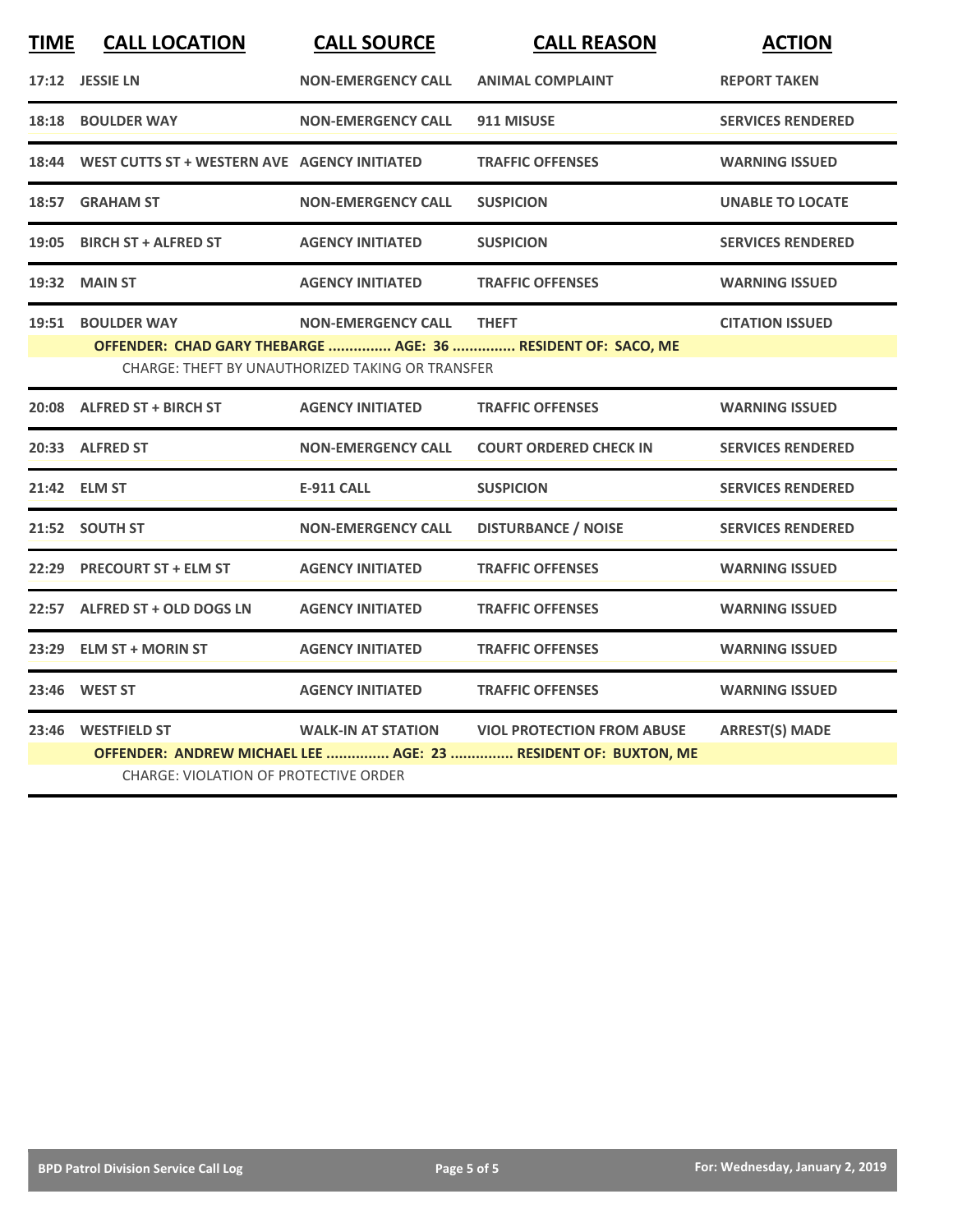| TIME | CALL LOCATION | CALL SOURCE | CALL REASON | ACTION |
|---|---|---|---|---|
| 17:12 | JESSIE LN | NON-EMERGENCY CALL | ANIMAL COMPLAINT | REPORT TAKEN |
| 18:18 | BOULDER WAY | NON-EMERGENCY CALL | 911 MISUSE | SERVICES RENDERED |
| 18:44 | WEST CUTTS ST + WESTERN AVE | AGENCY INITIATED | TRAFFIC OFFENSES | WARNING ISSUED |
| 18:57 | GRAHAM ST | NON-EMERGENCY CALL | SUSPICION | UNABLE TO LOCATE |
| 19:05 | BIRCH ST + ALFRED ST | AGENCY INITIATED | SUSPICION | SERVICES RENDERED |
| 19:32 | MAIN ST | AGENCY INITIATED | TRAFFIC OFFENSES | WARNING ISSUED |
| 19:51 | BOULDER WAY | NON-EMERGENCY CALL | THEFT | CITATION ISSUED |
| | OFFENDER: CHAD GARY THEBARGE ............... AGE: 36 ............... RESIDENT OF: SACO, ME | | | |
| | CHARGE: THEFT BY UNAUTHORIZED TAKING OR TRANSFER | | | |
| 20:08 | ALFRED ST + BIRCH ST | AGENCY INITIATED | TRAFFIC OFFENSES | WARNING ISSUED |
| 20:33 | ALFRED ST | NON-EMERGENCY CALL | COURT ORDERED CHECK IN | SERVICES RENDERED |
| 21:42 | ELM ST | E-911 CALL | SUSPICION | SERVICES RENDERED |
| 21:52 | SOUTH ST | NON-EMERGENCY CALL | DISTURBANCE / NOISE | SERVICES RENDERED |
| 22:29 | PRECOURT ST + ELM ST | AGENCY INITIATED | TRAFFIC OFFENSES | WARNING ISSUED |
| 22:57 | ALFRED ST + OLD DOGS LN | AGENCY INITIATED | TRAFFIC OFFENSES | WARNING ISSUED |
| 23:29 | ELM ST + MORIN ST | AGENCY INITIATED | TRAFFIC OFFENSES | WARNING ISSUED |
| 23:46 | WEST ST | AGENCY INITIATED | TRAFFIC OFFENSES | WARNING ISSUED |
| 23:46 | WESTFIELD ST | WALK-IN AT STATION | VIOL PROTECTION FROM ABUSE | ARREST(S) MADE |
| | OFFENDER: ANDREW MICHAEL LEE ............... AGE: 23 ............... RESIDENT OF: BUXTON, ME | | | |
| | CHARGE: VIOLATION OF PROTECTIVE ORDER | | | |